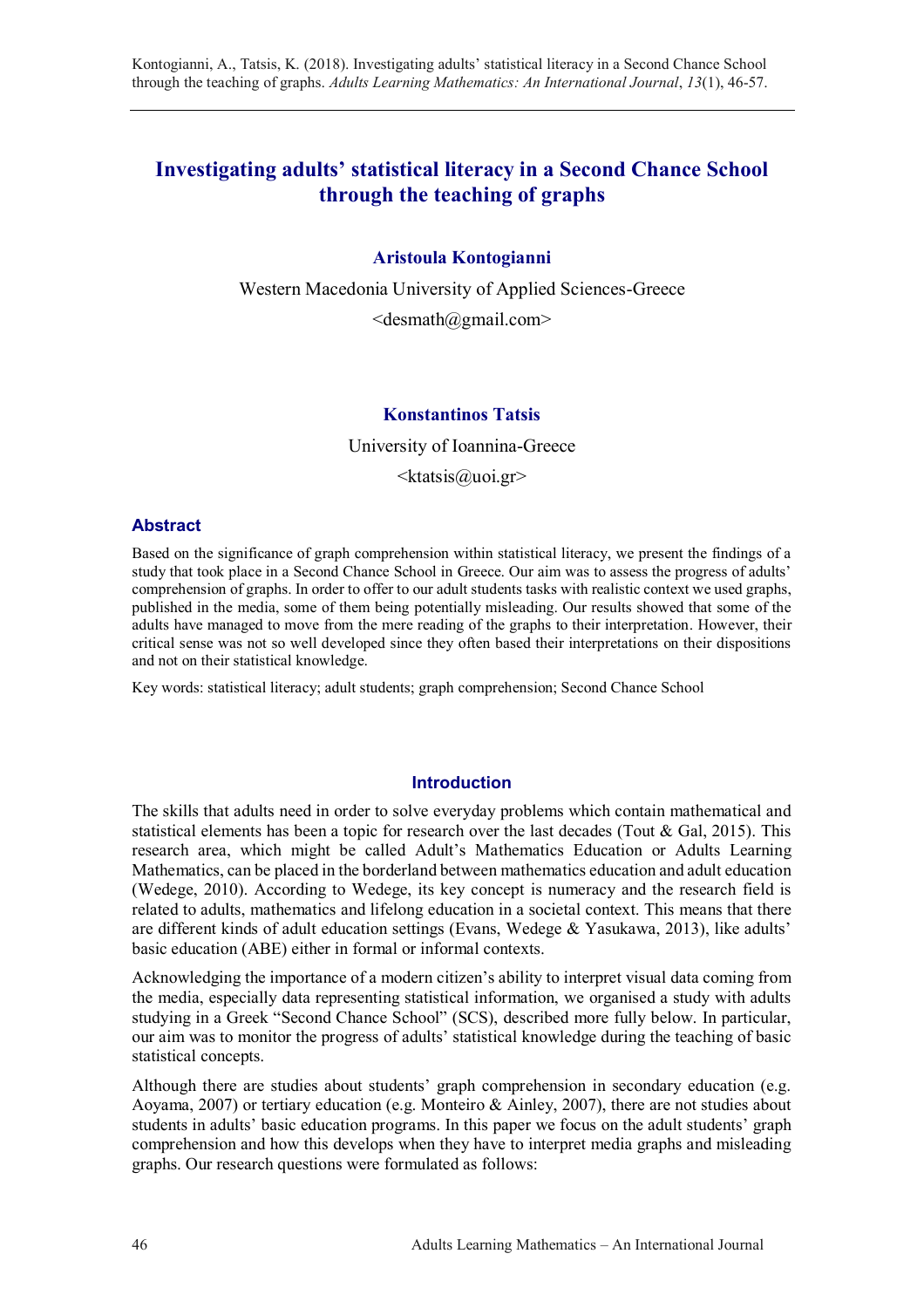# Investigating adults' statistical literacy in a Second Chance School through the teaching of graphs

**Aristoula Kontogianni**

Western Macedonia University of Applied Sciences-Greece

<desmath@gmail.com>

**Konstantinos Tatsis**

University of Ioannina-Greece

<ktatsis@uoi.gr>

## Abstract

Based on the significance of graph comprehension within statistical literacy, we present the findings of a study that took place in a Second Chance School in Greece. Our aim was to assess the progress of adults' comprehension of graphs. In order to offer to our adult students tasks with realistic context we used graphs, published in the media, some of them being potentially misleading. Our results showed that some of the adults have managed to move from the mere reading of the graphs to their interpretation. However, their critical sense was not so well developed since they often based their interpretations on their dispositions and not on their statistical knowledge.

Key words: statistical literacy; adult students; graph comprehension; Second Chance School

## Introduction

The skills that adults need in order to solve everyday problems which contain mathematical and statistical elements has been a topic for research over the last decades (Tout & Gal, 2015). This research area, which might be called Adult's Mathematics Education or Adults Learning Mathematics, can be placed in the borderland between mathematics education and adult education (Wedege, 2010). According to Wedege, its key concept is numeracy and the research field is related to adults, mathematics and lifelong education in a societal context. This means that there are different kinds of adult education settings (Evans, Wedege & Yasukawa, 2013), like adults' basic education (ABE) either in formal or informal contexts.

Acknowledging the importance of a modern citizen's ability to interpret visual data coming from the media, especially data representing statistical information, we organised a study with adults studying in a Greek "Second Chance School" (SCS), described more fully below. In particular, our aim was to monitor the progress of adults' statistical knowledge during the teaching of basic statistical concepts.

Although there are studies about students' graph comprehension in secondary education (e.g. Aoyama, 2007) or tertiary education (e.g. Monteiro & Ainley, 2007), there are not studies about students in adults' basic education programs. In this paper we focus on the adult students' graph comprehension and how this develops when they have to interpret media graphs and misleading graphs. Our research questions were formulated as follows: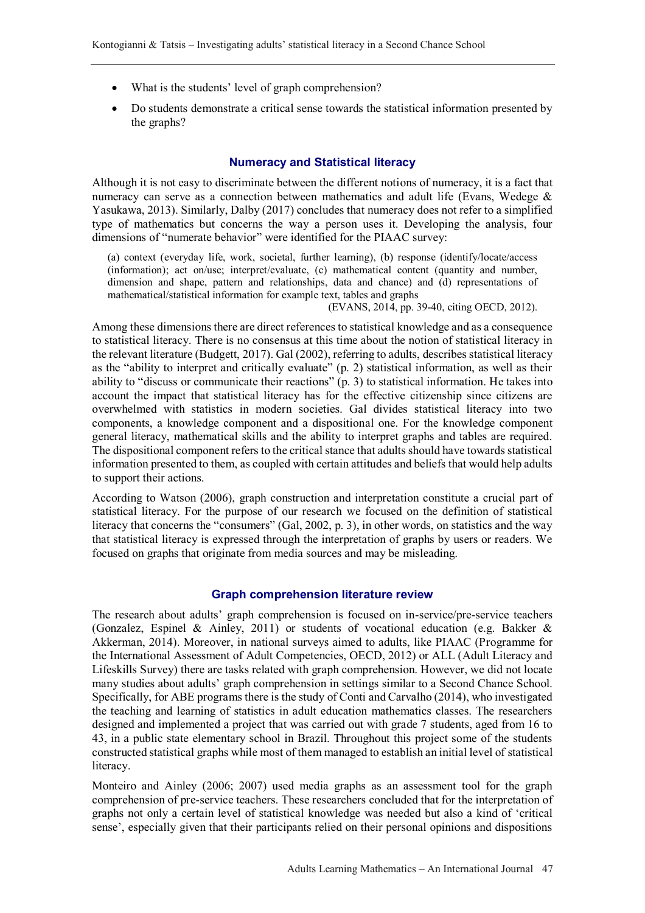- What is the students' level of graph comprehension?
- Do students demonstrate a critical sense towards the statistical information presented by the graphs?

## Numeracy and Statistical literacy

Although it is not easy to discriminate between the different notions of numeracy, it is a fact that numeracy can serve as a connection between mathematics and adult life (Evans, Wedege & Yasukawa, 2013). Similarly, Dalby (2017) concludes that numeracy does not refer to a simplified type of mathematics but concerns the way a person uses it. Developing the analysis, four dimensions of "numerate behavior" were identified for the PIAAC survey:

> (a) context (everyday life, work, societal, further learning), (b) response (identify/locate/access (information); act on/use; interpret/evaluate, (c) mathematical content (quantity and number, dimension and shape, pattern and relationships, data and chance) and (d) representations of mathematical/statistical information for example text, tables and graphs
>
> (EVANS, 2014, pp. 39-40, citing OECD, 2012).

Among these dimensions there are direct references to statistical knowledge and as a consequence to statistical literacy. There is no consensus at this time about the notion of statistical literacy in the relevant literature (Budgett, 2017). Gal (2002), referring to adults, describes statistical literacy as the "ability to interpret and critically evaluate" (p. 2) statistical information, as well as their ability to "discuss or communicate their reactions" (p. 3) to statistical information. He takes into account the impact that statistical literacy has for the effective citizenship since citizens are overwhelmed with statistics in modern societies. Gal divides statistical literacy into two components, a knowledge component and a dispositional one. For the knowledge component general literacy, mathematical skills and the ability to interpret graphs and tables are required. The dispositional component refers to the critical stance that adults should have towards statistical information presented to them, as coupled with certain attitudes and beliefs that would help adults to support their actions.

According to Watson (2006), graph construction and interpretation constitute a crucial part of statistical literacy. For the purpose of our research we focused on the definition of statistical literacy that concerns the "consumers" (Gal, 2002, p. 3), in other words, on statistics and the way that statistical literacy is expressed through the interpretation of graphs by users or readers. We focused on graphs that originate from media sources and may be misleading.

## Graph comprehension literature review

The research about adults' graph comprehension is focused on in-service/pre-service teachers (Gonzalez, Espinel & Ainley, 2011) or students of vocational education (e.g. Bakker & Akkerman, 2014). Moreover, in national surveys aimed to adults, like PIAAC (Programme for the International Assessment of Adult Competencies, OECD, 2012) or ALL (Adult Literacy and Lifeskills Survey) there are tasks related with graph comprehension. However, we did not locate many studies about adults' graph comprehension in settings similar to a Second Chance School. Specifically, for ABE programs there is the study of Conti and Carvalho (2014), who investigated the teaching and learning of statistics in adult education mathematics classes. The researchers designed and implemented a project that was carried out with grade 7 students, aged from 16 to 43, in a public state elementary school in Brazil. Throughout this project some of the students constructed statistical graphs while most of them managed to establish an initial level of statistical literacy.

Monteiro and Ainley (2006; 2007) used media graphs as an assessment tool for the graph comprehension of pre-service teachers. These researchers concluded that for the interpretation of graphs not only a certain level of statistical knowledge was needed but also a kind of 'critical sense', especially given that their participants relied on their personal opinions and dispositions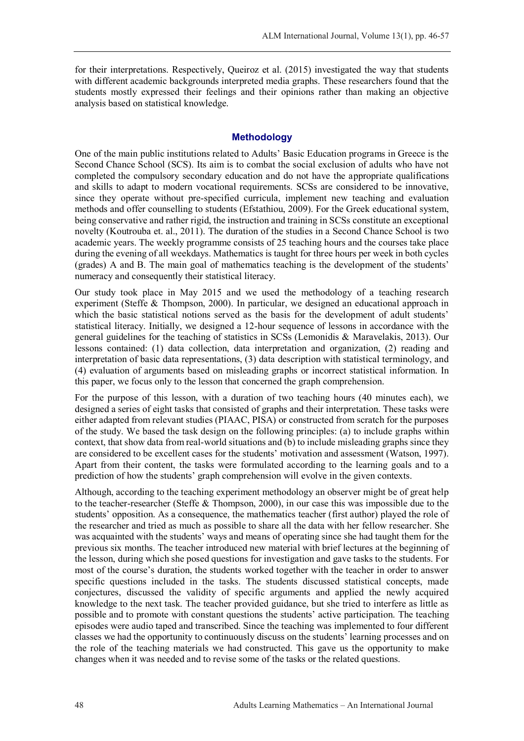for their interpretations. Respectively, Queiroz et al. (2015) investigated the way that students with different academic backgrounds interpreted media graphs. These researchers found that the students mostly expressed their feelings and their opinions rather than making an objective analysis based on statistical knowledge.

## Methodology

One of the main public institutions related to Adults' Basic Education programs in Greece is the Second Chance School (SCS). Its aim is to combat the social exclusion of adults who have not completed the compulsory secondary education and do not have the appropriate qualifications and skills to adapt to modern vocational requirements. SCSs are considered to be innovative, since they operate without pre-specified curricula, implement new teaching and evaluation methods and offer counselling to students (Efstathiou, 2009). For the Greek educational system, being conservative and rather rigid, the instruction and training in SCSs constitute an exceptional novelty (Koutrouba et. al., 2011). The duration of the studies in a Second Chance School is two academic years. The weekly programme consists of 25 teaching hours and the courses take place during the evening of all weekdays. Mathematics is taught for three hours per week in both cycles (grades) A and B. The main goal of mathematics teaching is the development of the students' numeracy and consequently their statistical literacy.

Our study took place in May 2015 and we used the methodology of a teaching research experiment (Steffe & Thompson, 2000). In particular, we designed an educational approach in which the basic statistical notions served as the basis for the development of adult students' statistical literacy. Initially, we designed a 12-hour sequence of lessons in accordance with the general guidelines for the teaching of statistics in SCSs (Lemonidis & Maravelakis, 2013). Our lessons contained: (1) data collection, data interpretation and organization, (2) reading and interpretation of basic data representations, (3) data description with statistical terminology, and (4) evaluation of arguments based on misleading graphs or incorrect statistical information. In this paper, we focus only to the lesson that concerned the graph comprehension.

For the purpose of this lesson, with a duration of two teaching hours (40 minutes each), we designed a series of eight tasks that consisted of graphs and their interpretation. These tasks were either adapted from relevant studies (PIAAC, PISA) or constructed from scratch for the purposes of the study. We based the task design on the following principles: (a) to include graphs within context, that show data from real-world situations and (b) to include misleading graphs since they are considered to be excellent cases for the students' motivation and assessment (Watson, 1997). Apart from their content, the tasks were formulated according to the learning goals and to a prediction of how the students' graph comprehension will evolve in the given contexts.

Although, according to the teaching experiment methodology an observer might be of great help to the teacher-researcher (Steffe & Thompson, 2000), in our case this was impossible due to the students' opposition. As a consequence, the mathematics teacher (first author) played the role of the researcher and tried as much as possible to share all the data with her fellow researcher. She was acquainted with the students' ways and means of operating since she had taught them for the previous six months. The teacher introduced new material with brief lectures at the beginning of the lesson, during which she posed questions for investigation and gave tasks to the students. For most of the course's duration, the students worked together with the teacher in order to answer specific questions included in the tasks. The students discussed statistical concepts, made conjectures, discussed the validity of specific arguments and applied the newly acquired knowledge to the next task. The teacher provided guidance, but she tried to interfere as little as possible and to promote with constant questions the students' active participation. The teaching episodes were audio taped and transcribed. Since the teaching was implemented to four different classes we had the opportunity to continuously discuss on the students' learning processes and on the role of the teaching materials we had constructed. This gave us the opportunity to make changes when it was needed and to revise some of the tasks or the related questions.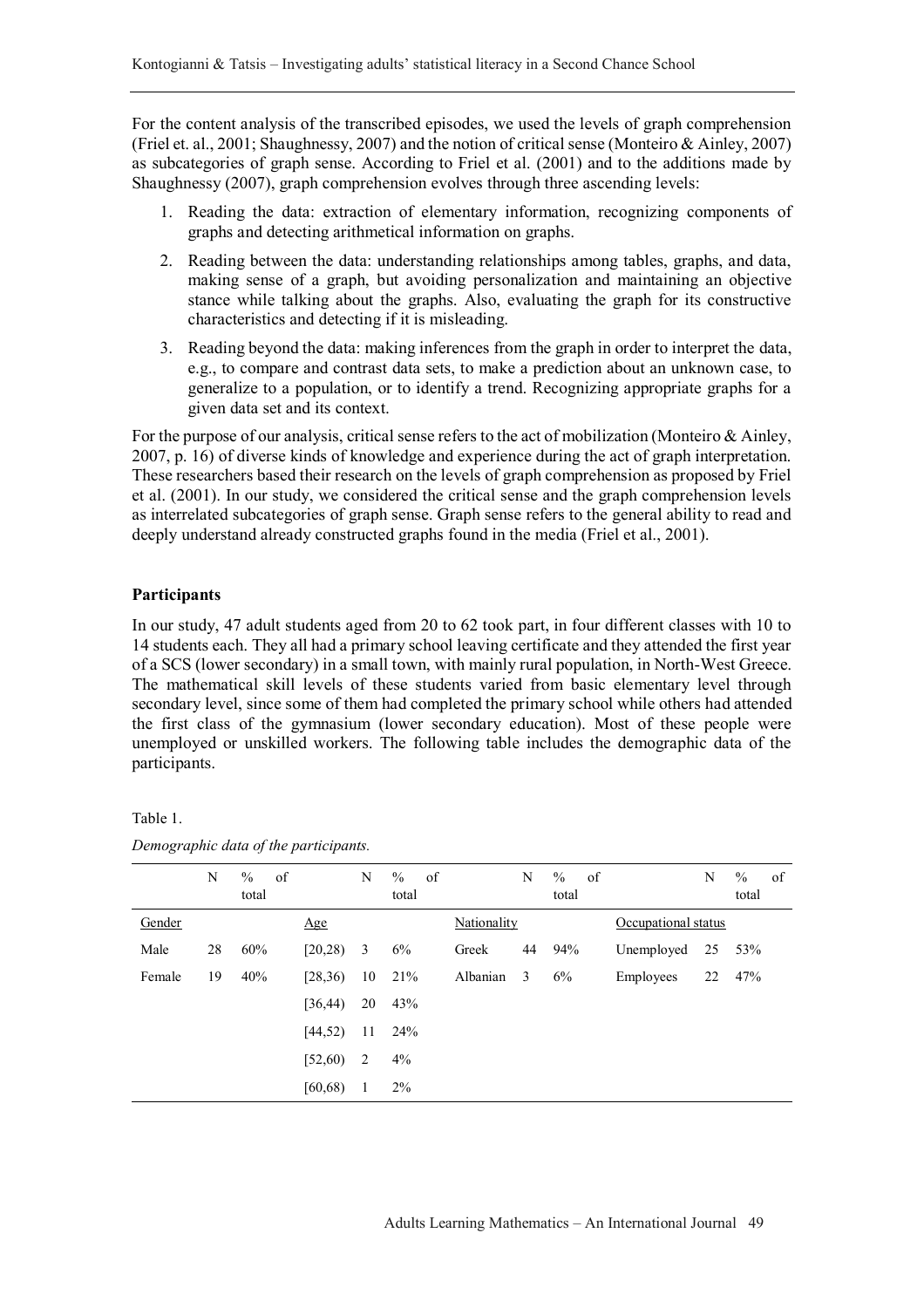For the content analysis of the transcribed episodes, we used the levels of graph comprehension (Friel et. al., 2001; Shaughnessy, 2007) and the notion of critical sense (Monteiro & Ainley, 2007) as subcategories of graph sense. According to Friel et al. (2001) and to the additions made by Shaughnessy (2007), graph comprehension evolves through three ascending levels:

1. Reading the data: extraction of elementary information, recognizing components of graphs and detecting arithmetical information on graphs.
2. Reading between the data: understanding relationships among tables, graphs, and data, making sense of a graph, but avoiding personalization and maintaining an objective stance while talking about the graphs. Also, evaluating the graph for its constructive characteristics and detecting if it is misleading.
3. Reading beyond the data: making inferences from the graph in order to interpret the data, e.g., to compare and contrast data sets, to make a prediction about an unknown case, to generalize to a population, or to identify a trend. Recognizing appropriate graphs for a given data set and its context.

For the purpose of our analysis, critical sense refers to the act of mobilization (Monteiro & Ainley, 2007, p. 16) of diverse kinds of knowledge and experience during the act of graph interpretation. These researchers based their research on the levels of graph comprehension as proposed by Friel et al. (2001). In our study, we considered the critical sense and the graph comprehension levels as interrelated subcategories of graph sense. Graph sense refers to the general ability to read and deeply understand already constructed graphs found in the media (Friel et al., 2001).

**Participants**

In our study, 47 adult students aged from 20 to 62 took part, in four different classes with 10 to 14 students each. They all had a primary school leaving certificate and they attended the first year of a SCS (lower secondary) in a small town, with mainly rural population, in North-West Greece. The mathematical skill levels of these students varied from basic elementary level through secondary level, since some of them had completed the primary school while others had attended the first class of the gymnasium (lower secondary education). Most of these people were unemployed or unskilled workers. The following table includes the demographic data of the participants.

Table 1.

*Demographic data of the participants.*

| | N | % of total | | N | % of total | | N | % of total | | N | % of total |
|---|---|---|---|---|---|---|---|---|---|---|---|
| Gender | | | Age | | | Nationality | | | Occupational status | | |
| Male | 28 | 60% | [20,28) | 3 | 6% | Greek | 44 | 94% | Unemployed | 25 | 53% |
| Female | 19 | 40% | [28,36) | 10 | 21% | Albanian | 3 | 6% | Employees | 22 | 47% |
| | | | [36,44) | 20 | 43% | | | | | | |
| | | | [44,52) | 11 | 24% | | | | | | |
| | | | [52,60) | 2 | 4% | | | | | | |
| | | | [60,68) | 1 | 2% | | | | | | |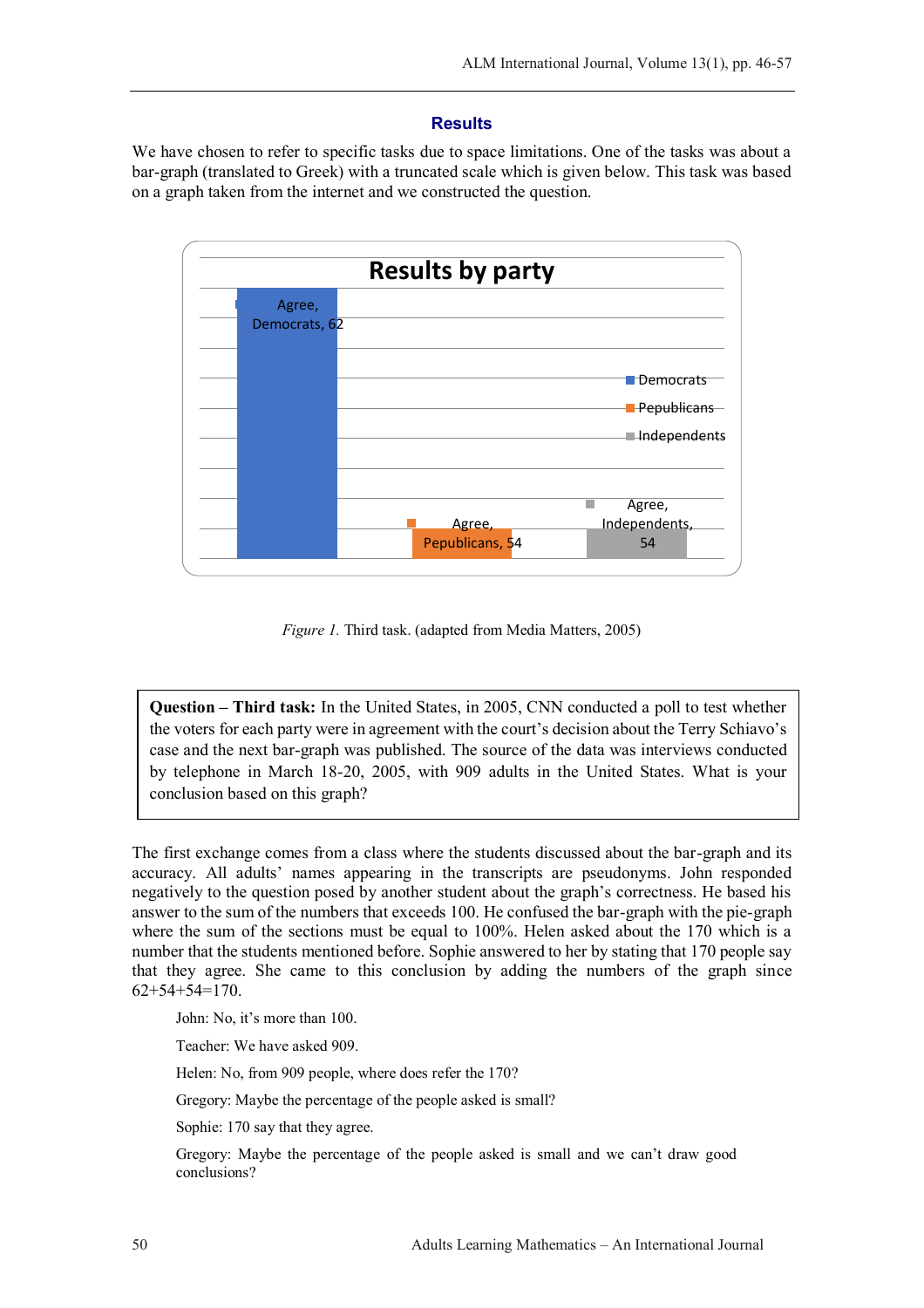## Results

We have chosen to refer to specific tasks due to space limitations. One of the tasks was about a bar-graph (translated to Greek) with a truncated scale which is given below. This task was based on a graph taken from the internet and we constructed the question.

*Figure 1.* Third task. (adapted from Media Matters, 2005)

> **Question – Third task:** In the United States, in 2005, CNN conducted a poll to test whether the voters for each party were in agreement with the court's decision about the Terry Schiavo's case and the next bar-graph was published. The source of the data was interviews conducted by telephone in March 18-20, 2005, with 909 adults in the United States. What is your conclusion based on this graph?

The first exchange comes from a class where the students discussed about the bar-graph and its accuracy. All adults' names appearing in the transcripts are pseudonyms. John responded negatively to the question posed by another student about the graph's correctness. He based his answer to the sum of the numbers that exceeds 100. He confused the bar-graph with the pie-graph where the sum of the sections must be equal to 100%. Helen asked about the 170 which is a number that the students mentioned before. Sophie answered to her by stating that 170 people say that they agree. She came to this conclusion by adding the numbers of the graph since 62+54+54=170.

John: No, it's more than 100.

Teacher: We have asked 909.

Helen: No, from 909 people, where does refer the 170?

Gregory: Maybe the percentage of the people asked is small?

Sophie: 170 say that they agree.

Gregory: Maybe the percentage of the people asked is small and we can't draw good conclusions?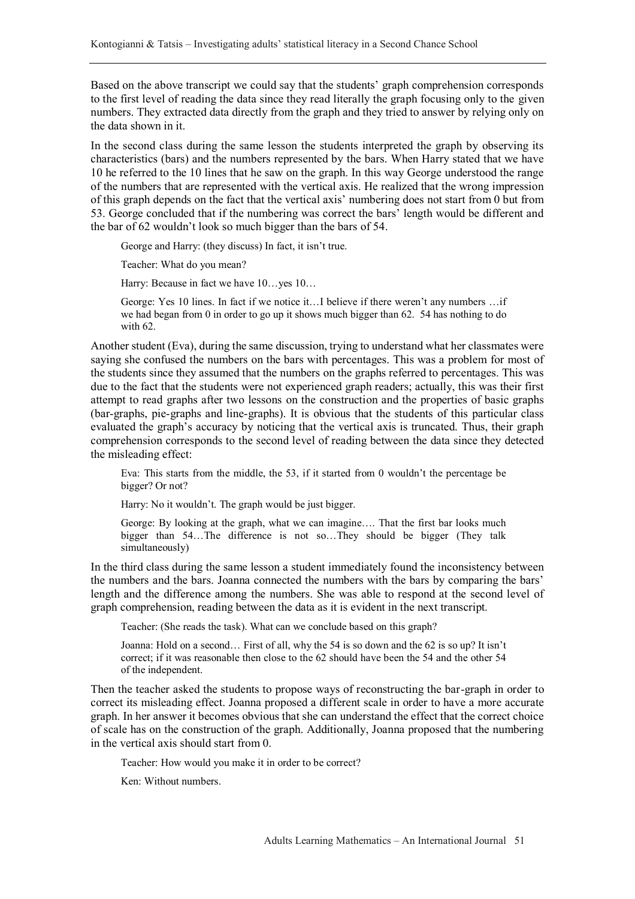Based on the above transcript we could say that the students' graph comprehension corresponds to the first level of reading the data since they read literally the graph focusing only to the given numbers. They extracted data directly from the graph and they tried to answer by relying only on the data shown in it.

In the second class during the same lesson the students interpreted the graph by observing its characteristics (bars) and the numbers represented by the bars. When Harry stated that we have 10 he referred to the 10 lines that he saw on the graph. In this way George understood the range of the numbers that are represented with the vertical axis. He realized that the wrong impression of this graph depends on the fact that the vertical axis' numbering does not start from 0 but from 53. George concluded that if the numbering was correct the bars' length would be different and the bar of 62 wouldn't look so much bigger than the bars of 54.

> George and Harry: (they discuss) In fact, it isn't true.
>
> Teacher: What do you mean?
>
> Harry: Because in fact we have 10…yes 10…
>
> George: Yes 10 lines. In fact if we notice it…I believe if there weren't any numbers …if we had began from 0 in order to go up it shows much bigger than 62. 54 has nothing to do with 62.

Another student (Eva), during the same discussion, trying to understand what her classmates were saying she confused the numbers on the bars with percentages. This was a problem for most of the students since they assumed that the numbers on the graphs referred to percentages. This was due to the fact that the students were not experienced graph readers; actually, this was their first attempt to read graphs after two lessons on the construction and the properties of basic graphs (bar-graphs, pie-graphs and line-graphs). It is obvious that the students of this particular class evaluated the graph's accuracy by noticing that the vertical axis is truncated. Thus, their graph comprehension corresponds to the second level of reading between the data since they detected the misleading effect:

> Eva: This starts from the middle, the 53, if it started from 0 wouldn't the percentage be bigger? Or not?
>
> Harry: No it wouldn't. The graph would be just bigger.
>
> George: By looking at the graph, what we can imagine…. That the first bar looks much bigger than 54…The difference is not so…They should be bigger (They talk simultaneously)

In the third class during the same lesson a student immediately found the inconsistency between the numbers and the bars. Joanna connected the numbers with the bars by comparing the bars' length and the difference among the numbers. She was able to respond at the second level of graph comprehension, reading between the data as it is evident in the next transcript.

> Teacher: (She reads the task). What can we conclude based on this graph?
>
> Joanna: Hold on a second… First of all, why the 54 is so down and the 62 is so up? It isn't correct; if it was reasonable then close to the 62 should have been the 54 and the other 54 of the independent.

Then the teacher asked the students to propose ways of reconstructing the bar-graph in order to correct its misleading effect. Joanna proposed a different scale in order to have a more accurate graph. In her answer it becomes obvious that she can understand the effect that the correct choice of scale has on the construction of the graph. Additionally, Joanna proposed that the numbering in the vertical axis should start from 0.

> Teacher: How would you make it in order to be correct?
>
> Ken: Without numbers.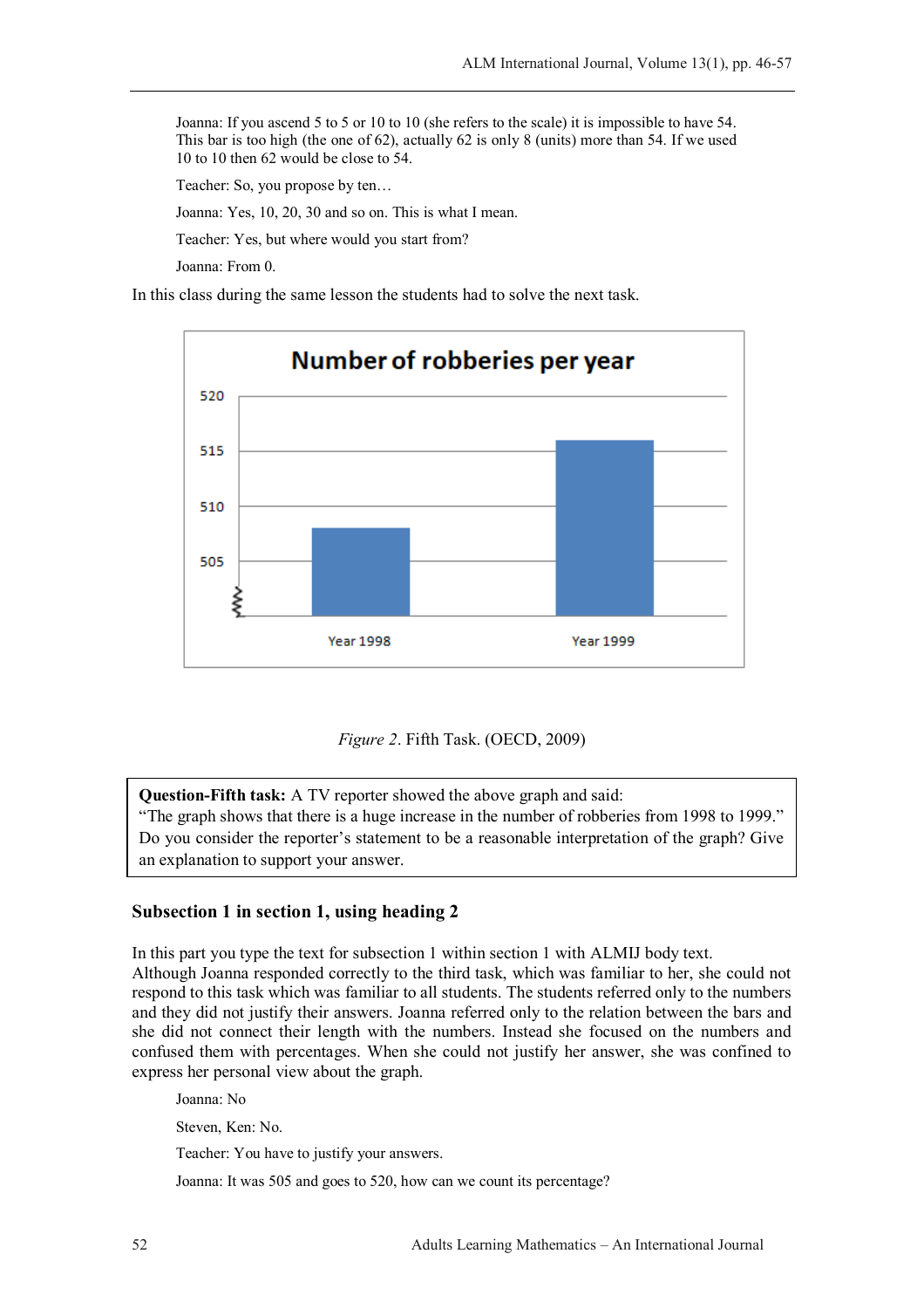Joanna: If you ascend 5 to 5 or 10 to 10 (she refers to the scale) it is impossible to have 54. This bar is too high (the one of 62), actually 62 is only 8 (units) more than 54. If we used 10 to 10 then 62 would be close to 54.

Teacher: So, you propose by ten…

Joanna: Yes, 10, 20, 30 and so on. This is what I mean.

Teacher: Yes, but where would you start from?

Joanna: From 0.

In this class during the same lesson the students had to solve the next task.

*Figure 2*. Fifth Task. (OECD, 2009)

**Question-Fifth task:** A TV reporter showed the above graph and said:
"The graph shows that there is a huge increase in the number of robberies from 1998 to 1999."
Do you consider the reporter's statement to be a reasonable interpretation of the graph? Give an explanation to support your answer.

## Subsection 1 in section 1, using heading 2

In this part you type the text for subsection 1 within section 1 with ALMIJ body text.
Although Joanna responded correctly to the third task, which was familiar to her, she could not respond to this task which was familiar to all students. The students referred only to the numbers and they did not justify their answers. Joanna referred only to the relation between the bars and she did not connect their length with the numbers. Instead she focused on the numbers and confused them with percentages. When she could not justify her answer, she was confined to express her personal view about the graph.

Joanna: No

Steven, Ken: No.

Teacher: You have to justify your answers.

Joanna: It was 505 and goes to 520, how can we count its percentage?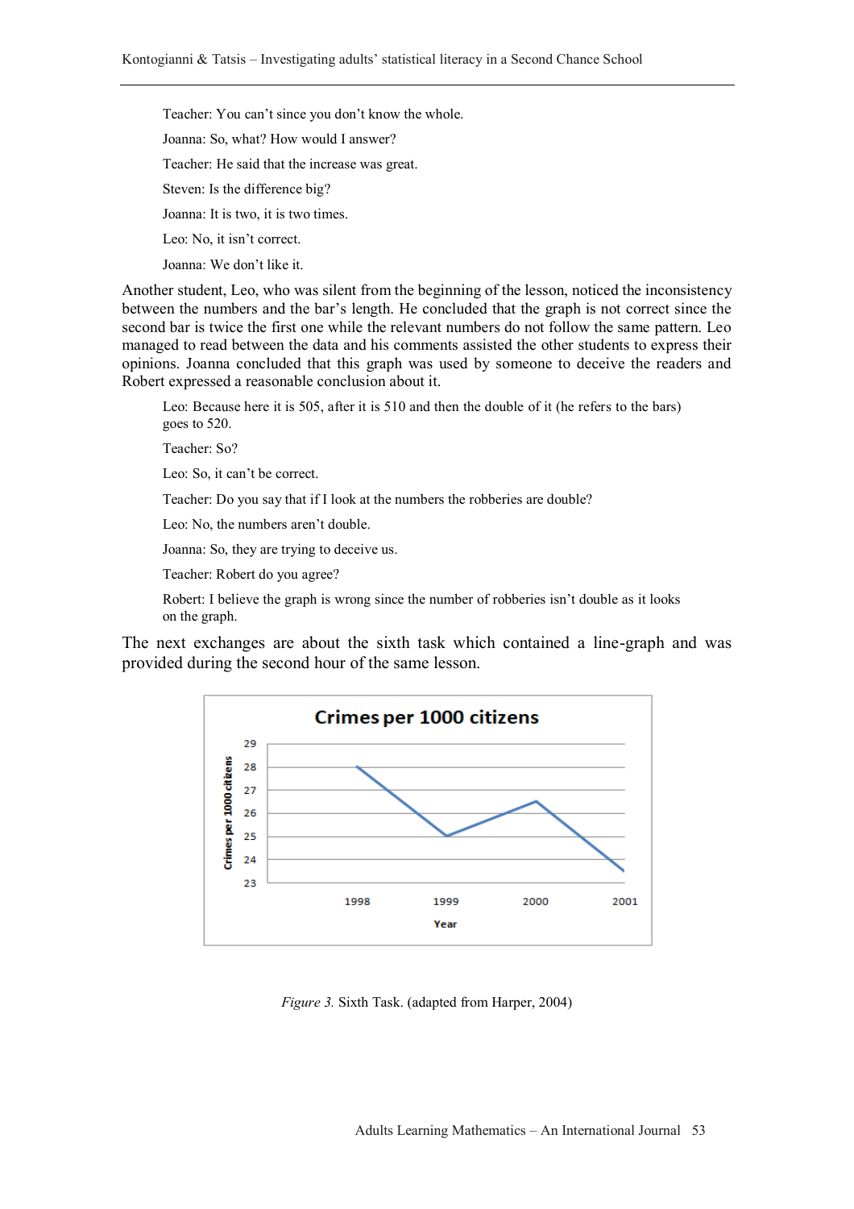Teacher: You can't since you don't know the whole.

Joanna: So, what? How would I answer?

Teacher: He said that the increase was great.

Steven: Is the difference big?

Joanna: It is two, it is two times.

Leo: No, it isn't correct.

Joanna: We don't like it.

Another student, Leo, who was silent from the beginning of the lesson, noticed the inconsistency between the numbers and the bar's length. He concluded that the graph is not correct since the second bar is twice the first one while the relevant numbers do not follow the same pattern. Leo managed to read between the data and his comments assisted the other students to express their opinions. Joanna concluded that this graph was used by someone to deceive the readers and Robert expressed a reasonable conclusion about it.

Leo: Because here it is 505, after it is 510 and then the double of it (he refers to the bars) goes to 520.

Teacher: So?

Leo: So, it can't be correct.

Teacher: Do you say that if I look at the numbers the robberies are double?

Leo: No, the numbers aren't double.

Joanna: So, they are trying to deceive us.

Teacher: Robert do you agree?

Robert: I believe the graph is wrong since the number of robberies isn't double as it looks on the graph.

The next exchanges are about the sixth task which contained a line-graph and was provided during the second hour of the same lesson.

Crimes per 1000 citizens

| Year | Crimes per 1000 citizens |
|---|---|
| 1998 | 28 |
| 1999 | 25 |
| 2000 | 26.5 |
| 2001 | 23.5 |

*Figure 3.* Sixth Task. (adapted from Harper, 2004)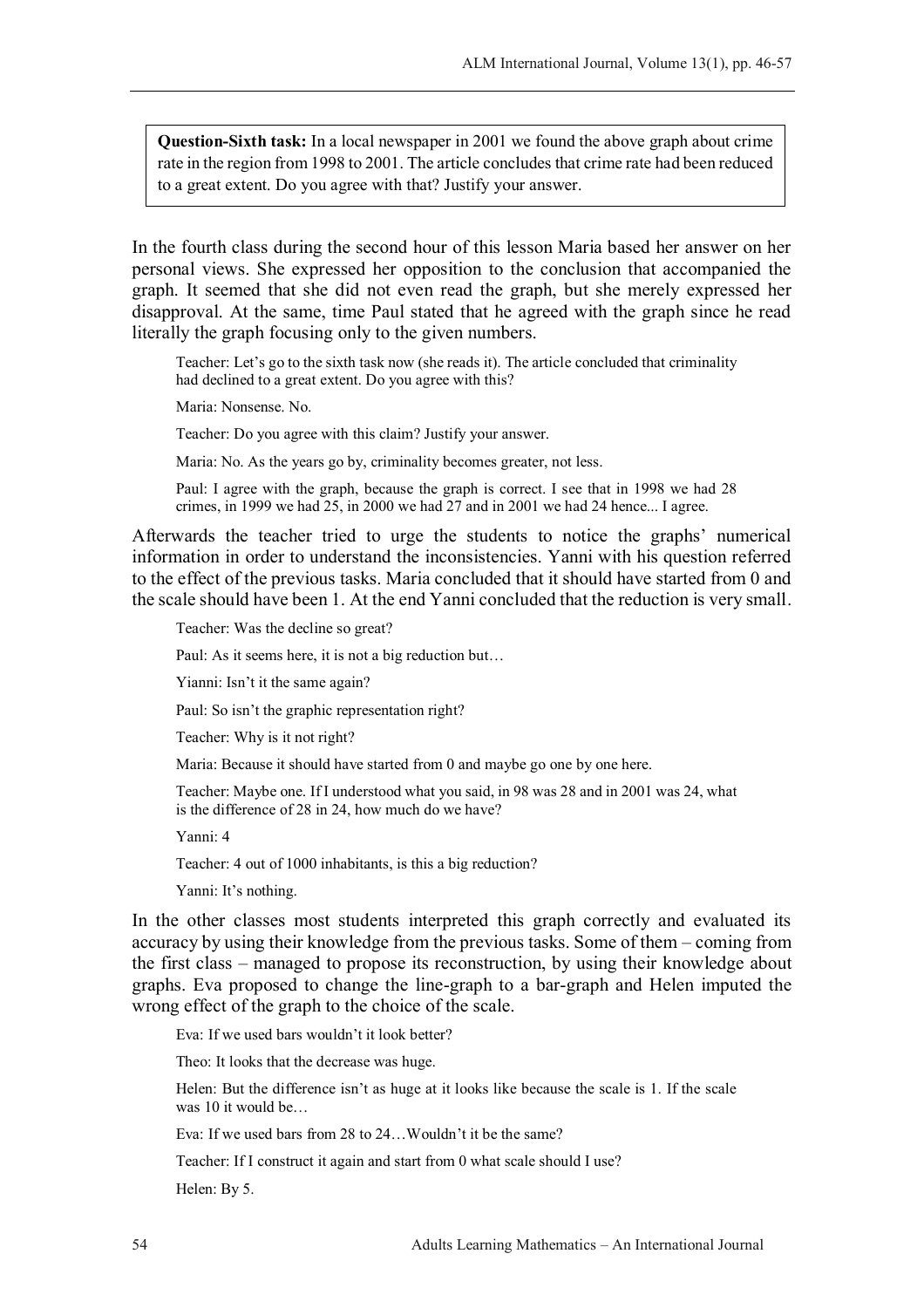> **Question-Sixth task:** In a local newspaper in 2001 we found the above graph about crime rate in the region from 1998 to 2001. The article concludes that crime rate had been reduced to a great extent. Do you agree with that? Justify your answer.

In the fourth class during the second hour of this lesson Maria based her answer on her personal views. She expressed her opposition to the conclusion that accompanied the graph. It seemed that she did not even read the graph, but she merely expressed her disapproval. At the same, time Paul stated that he agreed with the graph since he read literally the graph focusing only to the given numbers.

> Teacher: Let's go to the sixth task now (she reads it). The article concluded that criminality had declined to a great extent. Do you agree with this?
>
> Maria: Nonsense. No.
>
> Teacher: Do you agree with this claim? Justify your answer.
>
> Maria: No. As the years go by, criminality becomes greater, not less.
>
> Paul: I agree with the graph, because the graph is correct. I see that in 1998 we had 28 crimes, in 1999 we had 25, in 2000 we had 27 and in 2001 we had 24 hence... I agree.

Afterwards the teacher tried to urge the students to notice the graphs' numerical information in order to understand the inconsistencies. Yanni with his question referred to the effect of the previous tasks. Maria concluded that it should have started from 0 and the scale should have been 1. At the end Yanni concluded that the reduction is very small.

> Teacher: Was the decline so great?
>
> Paul: As it seems here, it is not a big reduction but…
>
> Yianni: Isn't it the same again?
>
> Paul: So isn't the graphic representation right?
>
> Teacher: Why is it not right?
>
> Maria: Because it should have started from 0 and maybe go one by one here.
>
> Teacher: Maybe one. If I understood what you said, in 98 was 28 and in 2001 was 24, what is the difference of 28 in 24, how much do we have?
>
> Yanni: 4
>
> Teacher: 4 out of 1000 inhabitants, is this a big reduction?
>
> Yanni: It's nothing.

In the other classes most students interpreted this graph correctly and evaluated its accuracy by using their knowledge from the previous tasks. Some of them – coming from the first class – managed to propose its reconstruction, by using their knowledge about graphs. Eva proposed to change the line-graph to a bar-graph and Helen imputed the wrong effect of the graph to the choice of the scale.

> Eva: If we used bars wouldn't it look better?
>
> Theo: It looks that the decrease was huge.
>
> Helen: But the difference isn't as huge at it looks like because the scale is 1. If the scale was 10 it would be…
>
> Eva: If we used bars from 28 to 24…Wouldn't it be the same?
>
> Teacher: If I construct it again and start from 0 what scale should I use?
>
> Helen: By 5.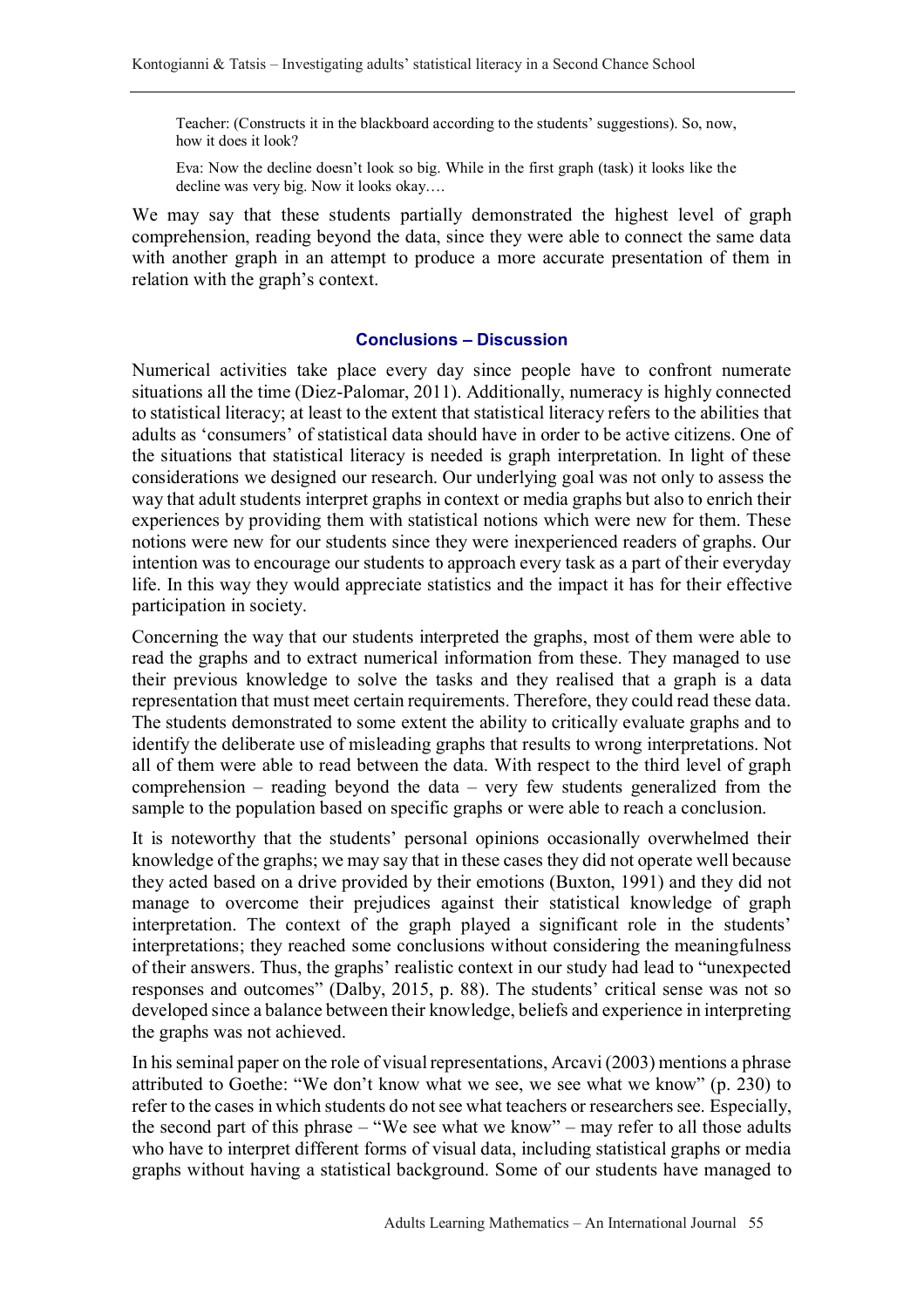Teacher: (Constructs it in the blackboard according to the students' suggestions). So, now, how it does it look?

Eva: Now the decline doesn't look so big. While in the first graph (task) it looks like the decline was very big. Now it looks okay….

We may say that these students partially demonstrated the highest level of graph comprehension, reading beyond the data, since they were able to connect the same data with another graph in an attempt to produce a more accurate presentation of them in relation with the graph's context.

## Conclusions – Discussion

Numerical activities take place every day since people have to confront numerate situations all the time (Diez-Palomar, 2011). Additionally, numeracy is highly connected to statistical literacy; at least to the extent that statistical literacy refers to the abilities that adults as 'consumers' of statistical data should have in order to be active citizens. One of the situations that statistical literacy is needed is graph interpretation. In light of these considerations we designed our research. Our underlying goal was not only to assess the way that adult students interpret graphs in context or media graphs but also to enrich their experiences by providing them with statistical notions which were new for them. These notions were new for our students since they were inexperienced readers of graphs. Our intention was to encourage our students to approach every task as a part of their everyday life. In this way they would appreciate statistics and the impact it has for their effective participation in society.

Concerning the way that our students interpreted the graphs, most of them were able to read the graphs and to extract numerical information from these. They managed to use their previous knowledge to solve the tasks and they realised that a graph is a data representation that must meet certain requirements. Therefore, they could read these data. The students demonstrated to some extent the ability to critically evaluate graphs and to identify the deliberate use of misleading graphs that results to wrong interpretations. Not all of them were able to read between the data. With respect to the third level of graph comprehension – reading beyond the data – very few students generalized from the sample to the population based on specific graphs or were able to reach a conclusion.

It is noteworthy that the students' personal opinions occasionally overwhelmed their knowledge of the graphs; we may say that in these cases they did not operate well because they acted based on a drive provided by their emotions (Buxton, 1991) and they did not manage to overcome their prejudices against their statistical knowledge of graph interpretation. The context of the graph played a significant role in the students' interpretations; they reached some conclusions without considering the meaningfulness of their answers. Thus, the graphs' realistic context in our study had lead to "unexpected responses and outcomes" (Dalby, 2015, p. 88). The students' critical sense was not so developed since a balance between their knowledge, beliefs and experience in interpreting the graphs was not achieved.

In his seminal paper on the role of visual representations, Arcavi (2003) mentions a phrase attributed to Goethe: "We don't know what we see, we see what we know" (p. 230) to refer to the cases in which students do not see what teachers or researchers see. Especially, the second part of this phrase – "We see what we know" – may refer to all those adults who have to interpret different forms of visual data, including statistical graphs or media graphs without having a statistical background. Some of our students have managed to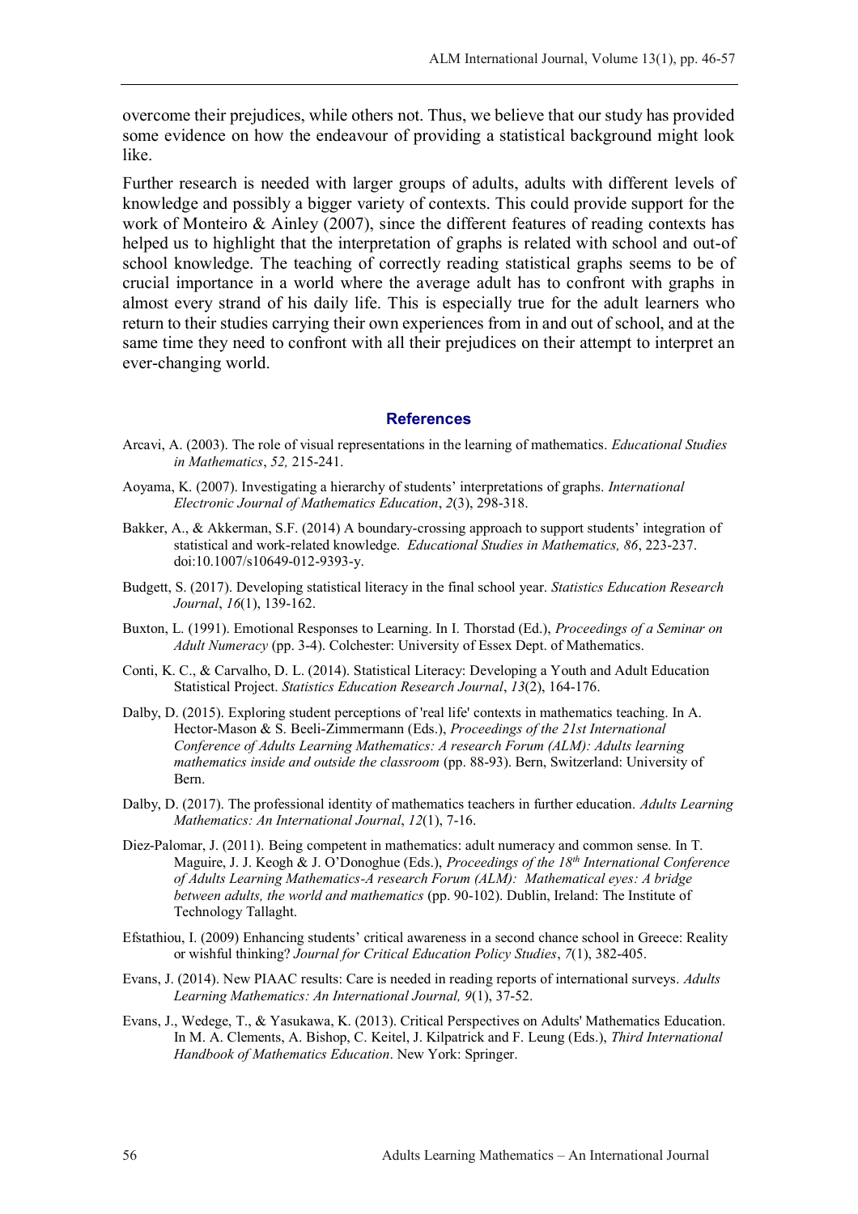overcome their prejudices, while others not. Thus, we believe that our study has provided some evidence on how the endeavour of providing a statistical background might look like.

Further research is needed with larger groups of adults, adults with different levels of knowledge and possibly a bigger variety of contexts. This could provide support for the work of Monteiro & Ainley (2007), since the different features of reading contexts has helped us to highlight that the interpretation of graphs is related with school and out-of school knowledge. The teaching of correctly reading statistical graphs seems to be of crucial importance in a world where the average adult has to confront with graphs in almost every strand of his daily life. This is especially true for the adult learners who return to their studies carrying their own experiences from in and out of school, and at the same time they need to confront with all their prejudices on their attempt to interpret an ever-changing world.

## References

Arcavi, A. (2003). The role of visual representations in the learning of mathematics. *Educational Studies in Mathematics*, *52,* 215-241.

Aoyama, K. (2007). Investigating a hierarchy of students' interpretations of graphs. *International Electronic Journal of Mathematics Education*, *2*(3), 298-318.

Bakker, A., & Akkerman, S.F. (2014) A boundary-crossing approach to support students' integration of statistical and work-related knowledge. *Educational Studies in Mathematics, 86*, 223-237. doi:10.1007/s10649-012-9393-y.

Budgett, S. (2017). Developing statistical literacy in the final school year. *Statistics Education Research Journal*, *16*(1), 139-162.

Buxton, L. (1991). Emotional Responses to Learning. In I. Thorstad (Ed.), *Proceedings of a Seminar on Adult Numeracy* (pp. 3-4). Colchester: University of Essex Dept. of Mathematics.

Conti, K. C., & Carvalho, D. L. (2014). Statistical Literacy: Developing a Youth and Adult Education Statistical Project. *Statistics Education Research Journal*, *13*(2), 164-176.

Dalby, D. (2015). Exploring student perceptions of 'real life' contexts in mathematics teaching. In A. Hector-Mason & S. Beeli-Zimmermann (Eds.), *Proceedings of the 21st International Conference of Adults Learning Mathematics: A research Forum (ALM): Adults learning mathematics inside and outside the classroom* (pp. 88-93). Bern, Switzerland: University of Bern.

Dalby, D. (2017). The professional identity of mathematics teachers in further education. *Adults Learning Mathematics: An International Journal*, *12*(1), 7-16.

Diez-Palomar, J. (2011). Being competent in mathematics: adult numeracy and common sense. In T. Maguire, J. J. Keogh & J. O'Donoghue (Eds.), *Proceedings of the 18th International Conference of Adults Learning Mathematics-A research Forum (ALM): Mathematical eyes: A bridge between adults, the world and mathematics* (pp. 90-102). Dublin, Ireland: The Institute of Technology Tallaght.

Efstathiou, I. (2009) Enhancing students' critical awareness in a second chance school in Greece: Reality or wishful thinking? *Journal for Critical Education Policy Studies*, *7*(1), 382-405.

Evans, J. (2014). New PIAAC results: Care is needed in reading reports of international surveys. *Adults Learning Mathematics: An International Journal, 9*(1), 37-52.

Evans, J., Wedege, T., & Yasukawa, K. (2013). Critical Perspectives on Adults' Mathematics Education. In M. A. Clements, A. Bishop, C. Keitel, J. Kilpatrick and F. Leung (Eds.), *Third International Handbook of Mathematics Education*. New York: Springer.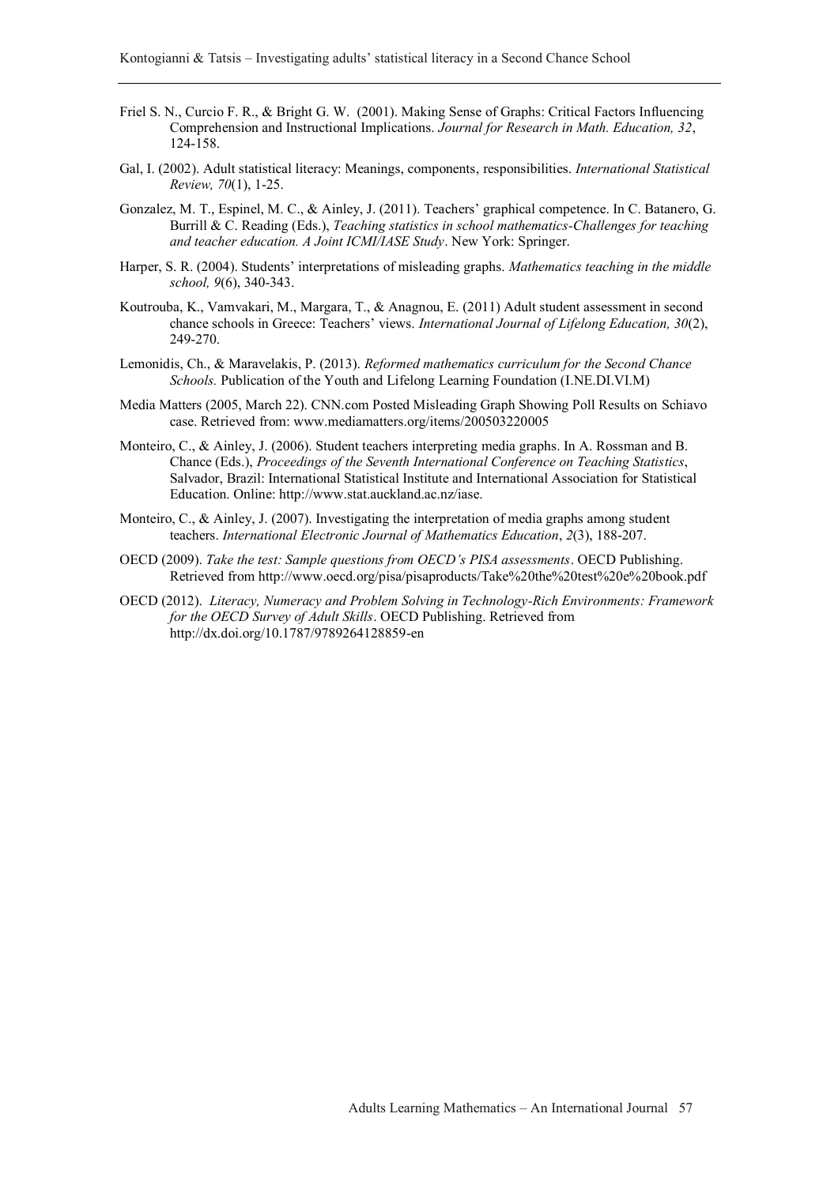Friel S. N., Curcio F. R., & Bright G. W. (2001). Making Sense of Graphs: Critical Factors Influencing Comprehension and Instructional Implications. *Journal for Research in Math. Education, 32*, 124-158.

Gal, I. (2002). Adult statistical literacy: Meanings, components, responsibilities. *International Statistical Review, 70*(1), 1-25.

Gonzalez, M. T., Espinel, M. C., & Ainley, J. (2011). Teachers' graphical competence. In C. Batanero, G. Burrill & C. Reading (Eds.), *Teaching statistics in school mathematics-Challenges for teaching and teacher education. A Joint ICMI/IASE Study*. New York: Springer.

Harper, S. R. (2004). Students' interpretations of misleading graphs. *Mathematics teaching in the middle school, 9*(6), 340-343.

Koutrouba, K., Vamvakari, M., Margara, T., & Anagnou, E. (2011) Adult student assessment in second chance schools in Greece: Teachers' views. *International Journal of Lifelong Education, 30*(2), 249-270.

Lemonidis, Ch., & Maravelakis, P. (2013). *Reformed mathematics curriculum for the Second Chance Schools.* Publication of the Youth and Lifelong Learning Foundation (I.NE.DI.VI.M)

Media Matters (2005, March 22). CNN.com Posted Misleading Graph Showing Poll Results on Schiavo case. Retrieved from: www.mediamatters.org/items/200503220005

Monteiro, C., & Ainley, J. (2006). Student teachers interpreting media graphs. In A. Rossman and B. Chance (Eds.), *Proceedings of the Seventh International Conference on Teaching Statistics*, Salvador, Brazil: International Statistical Institute and International Association for Statistical Education. Online: http://www.stat.auckland.ac.nz/iase.

Monteiro, C., & Ainley, J. (2007). Investigating the interpretation of media graphs among student teachers. *International Electronic Journal of Mathematics Education*, *2*(3), 188-207.

OECD (2009). *Take the test: Sample questions from OECD's PISA assessments*. OECD Publishing. Retrieved from http://www.oecd.org/pisa/pisaproducts/Take%20the%20test%20e%20book.pdf

OECD (2012). *Literacy, Numeracy and Problem Solving in Technology-Rich Environments: Framework for the OECD Survey of Adult Skills*. OECD Publishing. Retrieved from http://dx.doi.org/10.1787/9789264128859-en